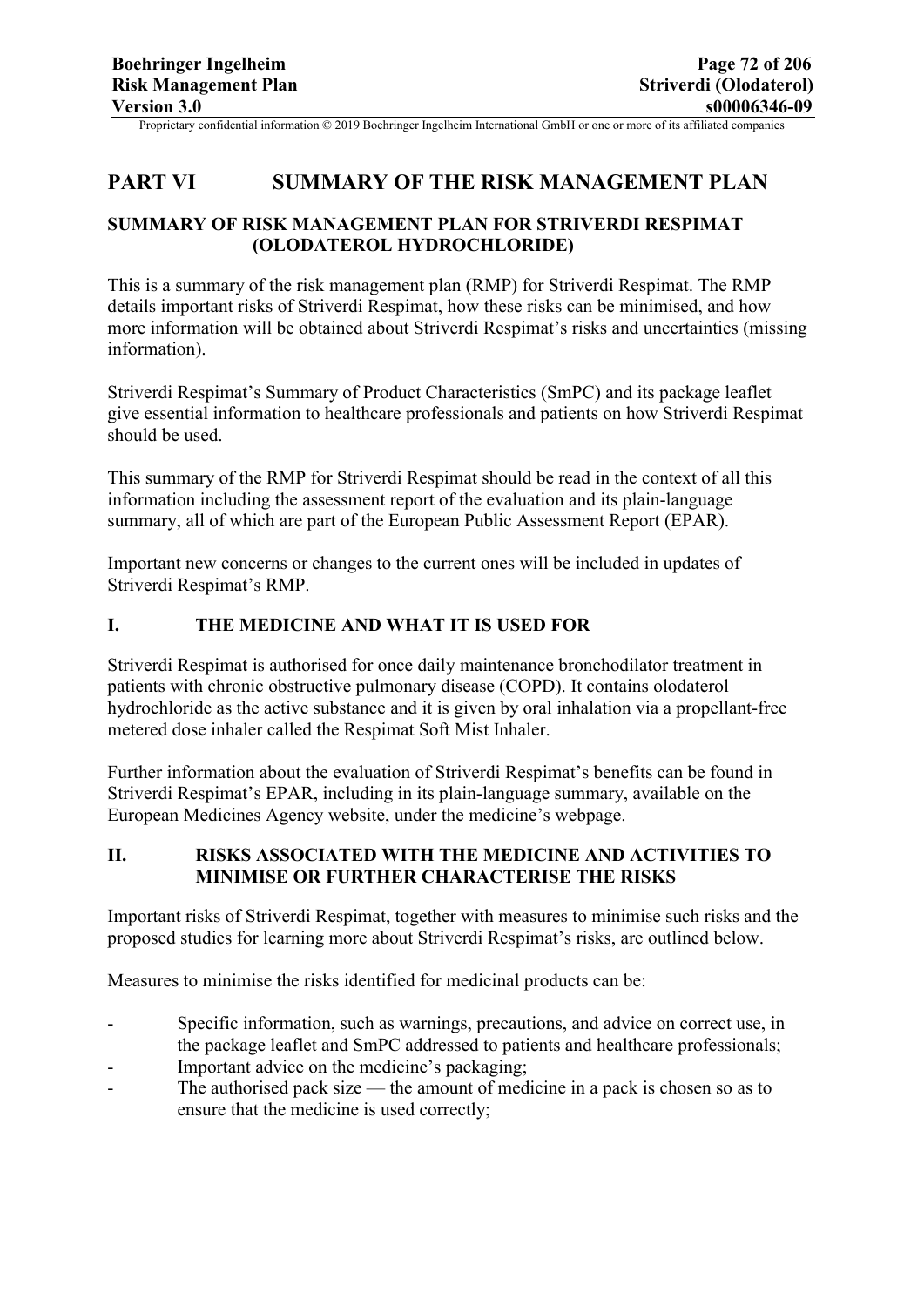# PART VI SUMMARY OF THE RISK MANAGEMENT PLAN

## SUMMARY OF RISK MANAGEMENT PLAN FOR STRIVERDI RESPIMAT (OLODATEROL HYDROCHLORIDE)

This is a summary of the risk management plan (RMP) for Striverdi Respimat. The RMP details important risks of Striverdi Respimat, how these risks can be minimised, and how more information will be obtained about Striverdi Respimat's risks and uncertainties (missing information).

Striverdi Respimat's Summary of Product Characteristics (SmPC) and its package leaflet give essential information to healthcare professionals and patients on how Striverdi Respimat should be used.

This summary of the RMP for Striverdi Respimat should be read in the context of all this information including the assessment report of the evaluation and its plain-language summary, all of which are part of the European Public Assessment Report (EPAR).

Important new concerns or changes to the current ones will be included in updates of Striverdi Respimat's RMP.

## I. THE MEDICINE AND WHAT IT IS USED FOR

Striverdi Respimat is authorised for once daily maintenance bronchodilator treatment in patients with chronic obstructive pulmonary disease (COPD). It contains olodaterol hydrochloride as the active substance and it is given by oral inhalation via a propellant-free metered dose inhaler called the Respimat Soft Mist Inhaler.

Further information about the evaluation of Striverdi Respimat's benefits can be found in Striverdi Respimat's EPAR, including in its plain-language summary, available on the European Medicines Agency website, under the medicine's webpage.

## II. RISKS ASSOCIATED WITH THE MEDICINE AND ACTIVITIES TO MINIMISE OR FURTHER CHARACTERISE THE RISKS

Important risks of Striverdi Respimat, together with measures to minimise such risks and the proposed studies for learning more about Striverdi Respimat's risks, are outlined below.

Measures to minimise the risks identified for medicinal products can be:

- Specific information, such as warnings, precautions, and advice on correct use, in the package leaflet and SmPC addressed to patients and healthcare professionals;
- Important advice on the medicine's packaging;
- The authorised pack size — the amount of medicine in a pack is chosen so as to ensure that the medicine is used correctly;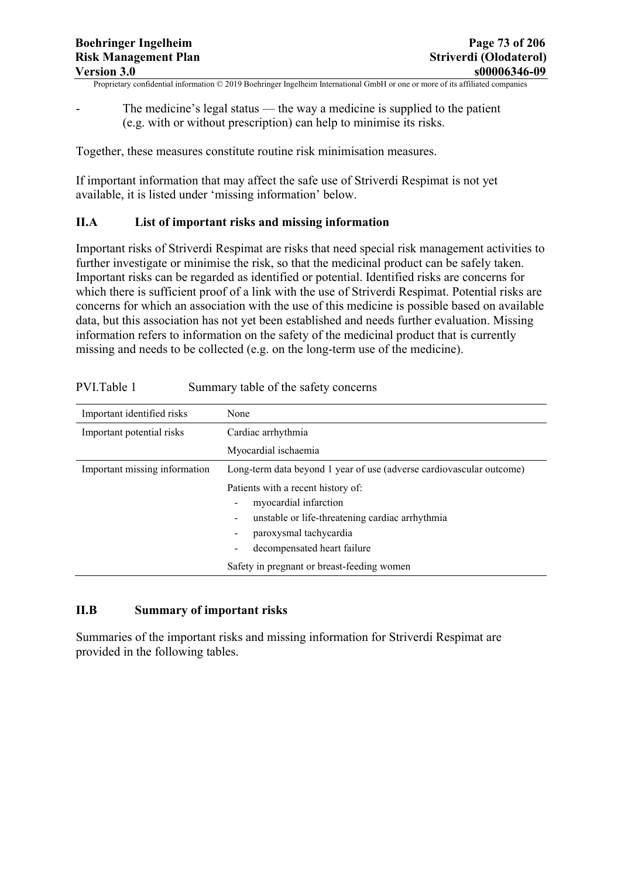- The medicine's legal status — the way a medicine is supplied to the patient (e.g. with or without prescription) can help to minimise its risks.

Together, these measures constitute routine risk minimisation measures.

If important information that may affect the safe use of Striverdi Respimat is not yet available, it is listed under 'missing information' below.

## II.A List of important risks and missing information

Important risks of Striverdi Respimat are risks that need special risk management activities to further investigate or minimise the risk, so that the medicinal product can be safely taken. Important risks can be regarded as identified or potential. Identified risks are concerns for which there is sufficient proof of a link with the use of Striverdi Respimat. Potential risks are concerns for which an association with the use of this medicine is possible based on available data, but this association has not yet been established and needs further evaluation. Missing information refers to information on the safety of the medicinal product that is currently missing and needs to be collected (e.g. on the long-term use of the medicine).

PVI.Table 1 Summary table of the safety concerns

| | |
|---|---|
| Important identified risks | None |
| Important potential risks | Cardiac arrhythmia<br>Myocardial ischaemia |
| Important missing information | Long-term data beyond 1 year of use (adverse cardiovascular outcome)<br>Patients with a recent history of:<br>- myocardial infarction<br>- unstable or life-threatening cardiac arrhythmia<br>- paroxysmal tachycardia<br>- decompensated heart failure<br>Safety in pregnant or breast-feeding women |

## II.B Summary of important risks

Summaries of the important risks and missing information for Striverdi Respimat are provided in the following tables.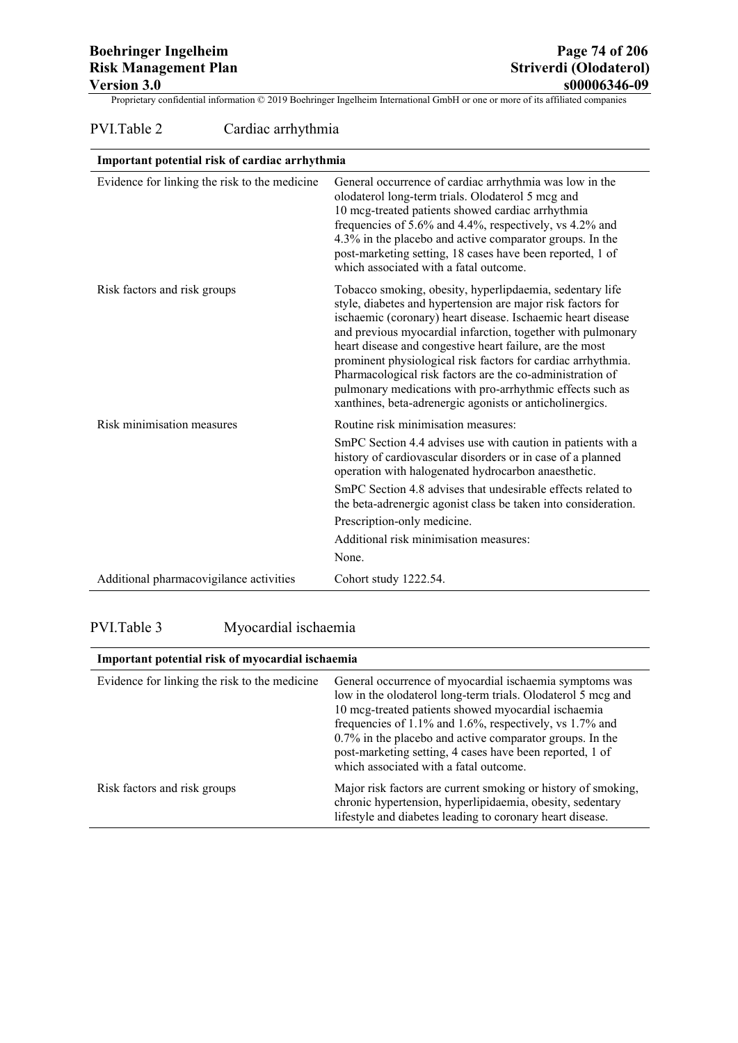PVI.Table 2 Cardiac arrhythmia

| Important potential risk of cardiac arrhythmia | |
|---|---|
| Evidence for linking the risk to the medicine | General occurrence of cardiac arrhythmia was low in the olodaterol long-term trials. Olodaterol 5 mcg and 10 mcg-treated patients showed cardiac arrhythmia frequencies of 5.6% and 4.4%, respectively, vs 4.2% and 4.3% in the placebo and active comparator groups. In the post-marketing setting, 18 cases have been reported, 1 of which associated with a fatal outcome. |
| Risk factors and risk groups | Tobacco smoking, obesity, hyperlipdaemia, sedentary life style, diabetes and hypertension are major risk factors for ischaemic (coronary) heart disease. Ischaemic heart disease and previous myocardial infarction, together with pulmonary heart disease and congestive heart failure, are the most prominent physiological risk factors for cardiac arrhythmia. Pharmacological risk factors are the co-administration of pulmonary medications with pro-arrhythmic effects such as xanthines, beta-adrenergic agonists or anticholinergics. |
| Risk minimisation measures | Routine risk minimisation measures:<br>SmPC Section 4.4 advises use with caution in patients with a history of cardiovascular disorders or in case of a planned operation with halogenated hydrocarbon anaesthetic.<br>SmPC Section 4.8 advises that undesirable effects related to the beta-adrenergic agonist class be taken into consideration.<br>Prescription-only medicine.<br>Additional risk minimisation measures:<br>None. |
| Additional pharmacovigilance activities | Cohort study 1222.54. |

PVI.Table 3 Myocardial ischaemia

| Important potential risk of myocardial ischaemia | |
|---|---|
| Evidence for linking the risk to the medicine | General occurrence of myocardial ischaemia symptoms was low in the olodaterol long-term trials. Olodaterol 5 mcg and 10 mcg-treated patients showed myocardial ischaemia frequencies of 1.1% and 1.6%, respectively, vs 1.7% and 0.7% in the placebo and active comparator groups. In the post-marketing setting, 4 cases have been reported, 1 of which associated with a fatal outcome. |
| Risk factors and risk groups | Major risk factors are current smoking or history of smoking, chronic hypertension, hyperlipidaemia, obesity, sedentary lifestyle and diabetes leading to coronary heart disease. |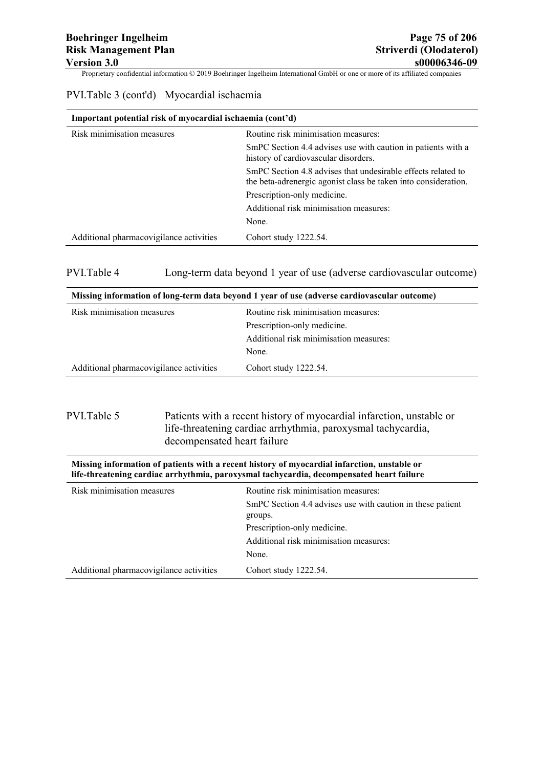PVI.Table 3 (cont'd) Myocardial ischaemia

| Important potential risk of myocardial ischaemia (cont'd) | |
|---|---|
| Risk minimisation measures | Routine risk minimisation measures:<br>SmPC Section 4.4 advises use with caution in patients with a history of cardiovascular disorders.<br>SmPC Section 4.8 advises that undesirable effects related to the beta-adrenergic agonist class be taken into consideration.<br>Prescription-only medicine.<br>Additional risk minimisation measures:<br>None. |
| Additional pharmacovigilance activities | Cohort study 1222.54. |

PVI.Table 4 Long-term data beyond 1 year of use (adverse cardiovascular outcome)

| Missing information of long-term data beyond 1 year of use (adverse cardiovascular outcome) | |
|---|---|
| Risk minimisation measures | Routine risk minimisation measures:<br>Prescription-only medicine.<br>Additional risk minimisation measures:<br>None. |
| Additional pharmacovigilance activities | Cohort study 1222.54. |

PVI.Table 5 Patients with a recent history of myocardial infarction, unstable or life-threatening cardiac arrhythmia, paroxysmal tachycardia, decompensated heart failure

| Missing information of patients with a recent history of myocardial infarction, unstable or life-threatening cardiac arrhythmia, paroxysmal tachycardia, decompensated heart failure | |
|---|---|
| Risk minimisation measures | Routine risk minimisation measures:<br>SmPC Section 4.4 advises use with caution in these patient groups.<br>Prescription-only medicine.<br>Additional risk minimisation measures:<br>None. |
| Additional pharmacovigilance activities | Cohort study 1222.54. |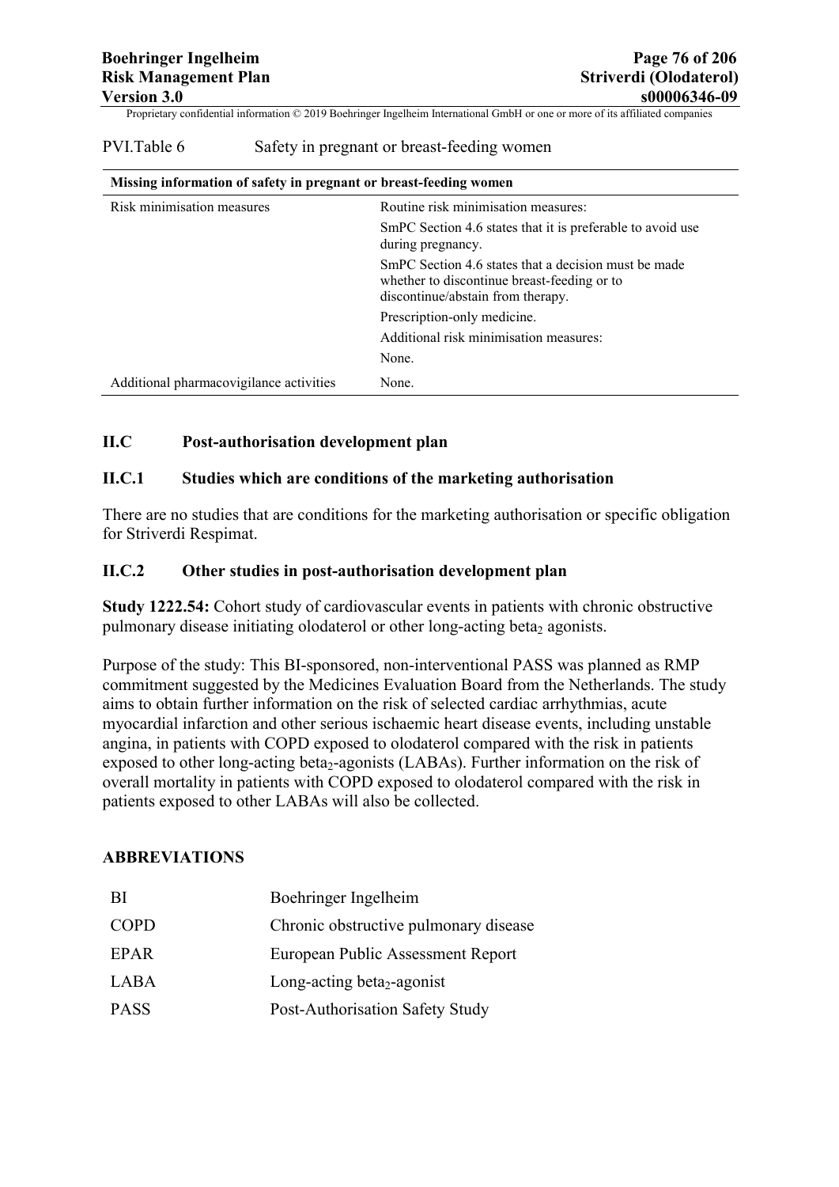PVI.Table 6 Safety in pregnant or breast-feeding women

| Missing information of safety in pregnant or breast-feeding women | |
|---|---|
| Risk minimisation measures | Routine risk minimisation measures:<br>SmPC Section 4.6 states that it is preferable to avoid use during pregnancy.<br>SmPC Section 4.6 states that a decision must be made whether to discontinue breast-feeding or to discontinue/abstain from therapy.<br>Prescription-only medicine.<br>Additional risk minimisation measures:<br>None. |
| Additional pharmacovigilance activities | None. |

## II.C Post-authorisation development plan

### II.C.1 Studies which are conditions of the marketing authorisation

There are no studies that are conditions for the marketing authorisation or specific obligation for Striverdi Respimat.

### II.C.2 Other studies in post-authorisation development plan

**Study 1222.54:** Cohort study of cardiovascular events in patients with chronic obstructive pulmonary disease initiating olodaterol or other long-acting $beta_2$ agonists.

Purpose of the study: This BI-sponsored, non-interventional PASS was planned as RMP commitment suggested by the Medicines Evaluation Board from the Netherlands. The study aims to obtain further information on the risk of selected cardiac arrhythmias, acute myocardial infarction and other serious ischaemic heart disease events, including unstable angina, in patients with COPD exposed to olodaterol compared with the risk in patients exposed to other long-acting $beta_2$-agonists (LABAs). Further information on the risk of overall mortality in patients with COPD exposed to olodaterol compared with the risk in patients exposed to other LABAs will also be collected.

**ABBREVIATIONS**

| | |
|---|---|
| BI | Boehringer Ingelheim |
| COPD | Chronic obstructive pulmonary disease |
| EPAR | European Public Assessment Report |
| LABA | Long-acting $beta_2$-agonist |
| PASS | Post-Authorisation Safety Study |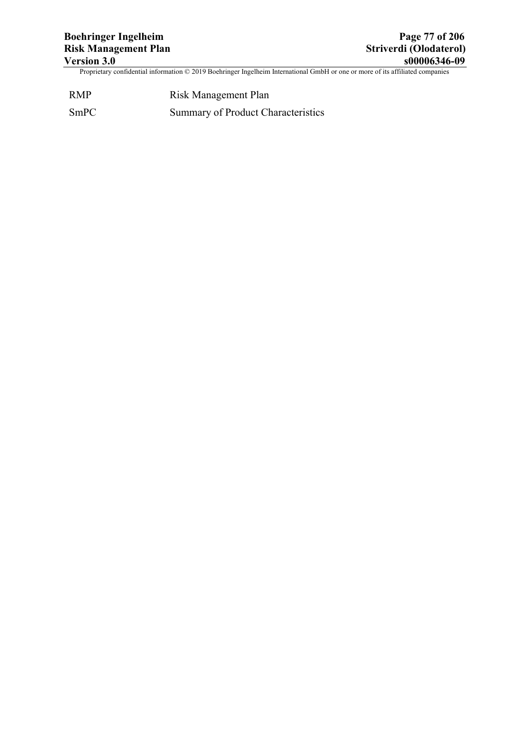| | |
|---|---|
| RMP | Risk Management Plan |
| SmPC | Summary of Product Characteristics |